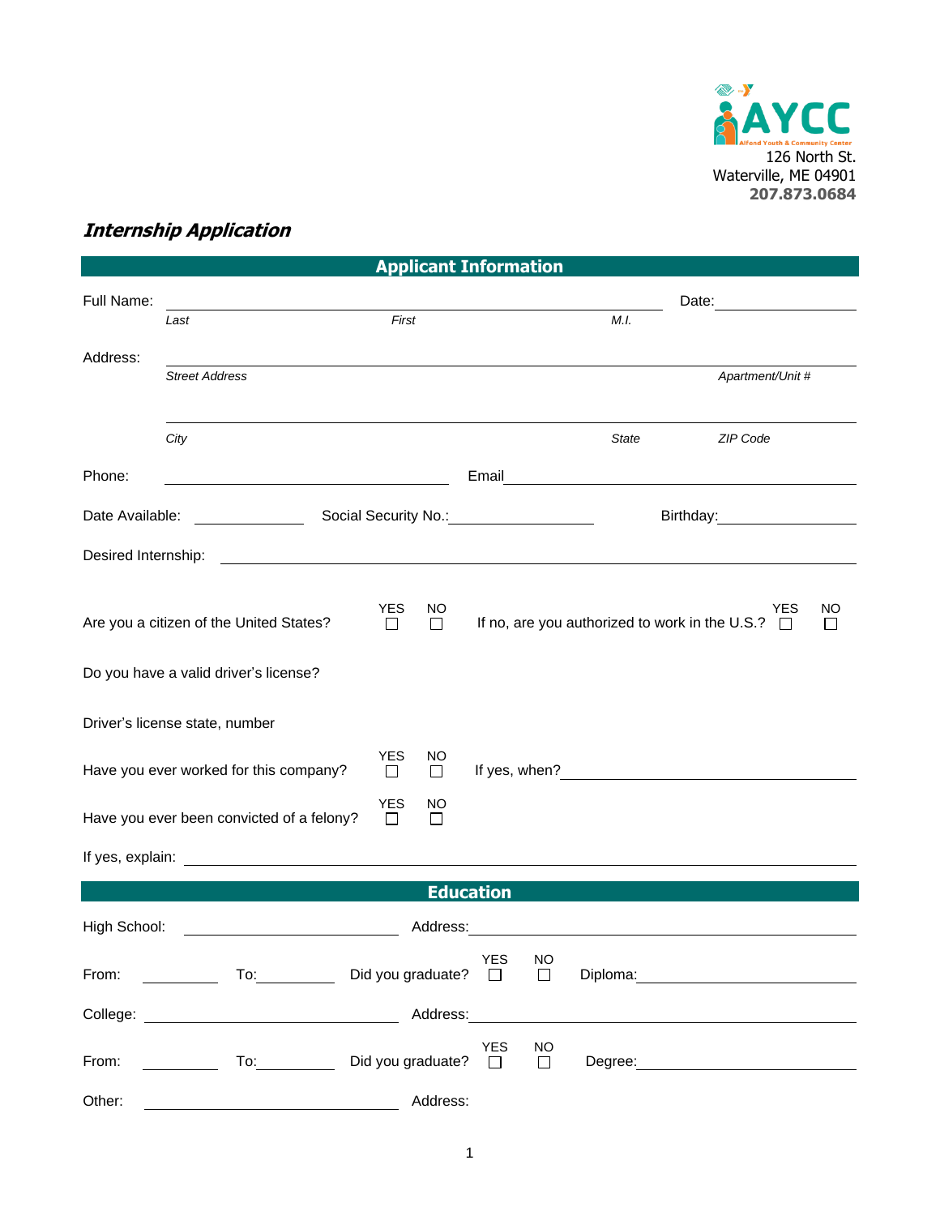AYCC
Alfond Youth & Community Center
126 North St.
Waterville, ME 04901
**207.873.0684**

## *Internship Application*

## Applicant Information

Full Name: ______________________________ Date: __________
*Last* *First* *M.I.*

Address: ______________________________
*Street Address* *Apartment/Unit #*

______________________________
*City* *State* *ZIP Code*

Phone: ______________ Email ______________

Date Available: __________ Social Security No.: __________ Birthday: __________

Desired Internship: ______________________________

Are you a citizen of the United States? YES ☐ NO ☐ If no, are you authorized to work in the U.S.? YES ☐ NO ☐

Do you have a valid driver's license?

Driver's license state, number

Have you ever worked for this company? YES ☐ NO ☐ If yes, when? ______________

Have you ever been convicted of a felony? YES ☐ NO ☐

If yes, explain: ______________________________

## Education

High School: ______________ Address: ______________

From: ________ To: ________ Did you graduate? YES ☐ NO ☐ Diploma: ______________

College: ______________ Address: ______________

From: ________ To: ________ Did you graduate? YES ☐ NO ☐ Degree: ______________

Other: ______________ Address: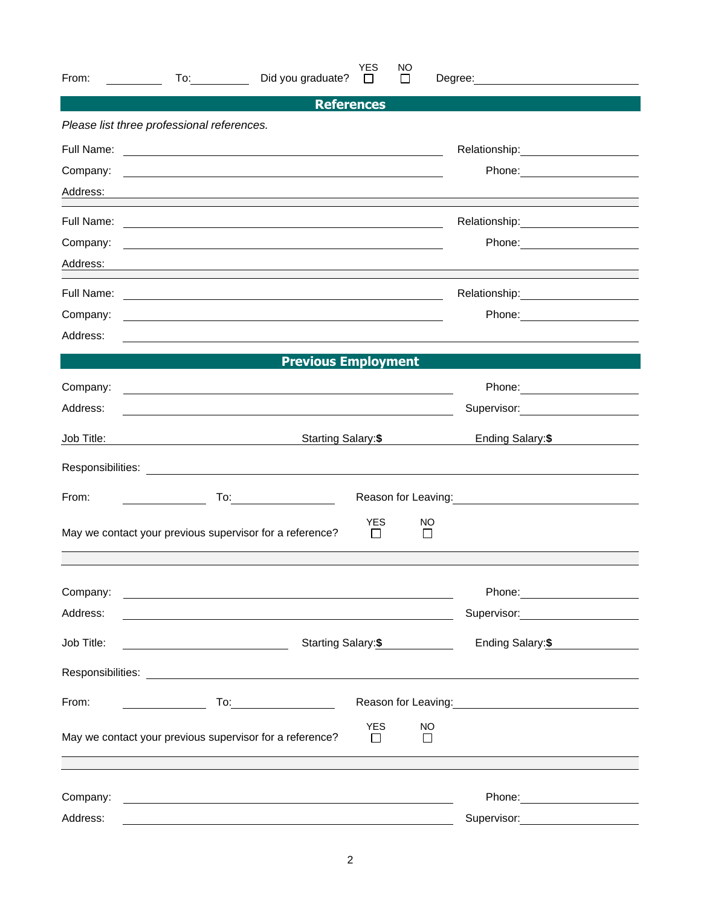From: __________ To: __________ Did you graduate? YES ☐ NO ☐ Degree: ____________________

## References

*Please list three professional references.*

Full Name: ______________________________ Relationship: ______________

Company: ______________________________ Phone: ______________

Address: ______________________________________________

Full Name: ______________________________ Relationship: ______________

Company: ______________________________ Phone: ______________

Address: ______________________________________________

Full Name: ______________________________ Relationship: ______________

Company: ______________________________ Phone: ______________

Address: ______________________________________________

## Previous Employment

Company: ______________________________ Phone: ______________

Address: ______________________________ Supervisor: ______________

Job Title: ______________ Starting Salary:**$** ______________ Ending Salary:**$** ______________

Responsibilities: ______________________________________________

From: __________ To: __________ Reason for Leaving: ______________________

May we contact your previous supervisor for a reference? YES ☐ NO ☐

Company: ______________________________ Phone: ______________

Address: ______________________________ Supervisor: ______________

Job Title: ______________ Starting Salary:**$** ______________ Ending Salary:**$** ______________

Responsibilities: ______________________________________________

From: __________ To: __________ Reason for Leaving: ______________________

May we contact your previous supervisor for a reference? YES ☐ NO ☐

Company: ______________________________ Phone: ______________

Address: ______________________________ Supervisor: ______________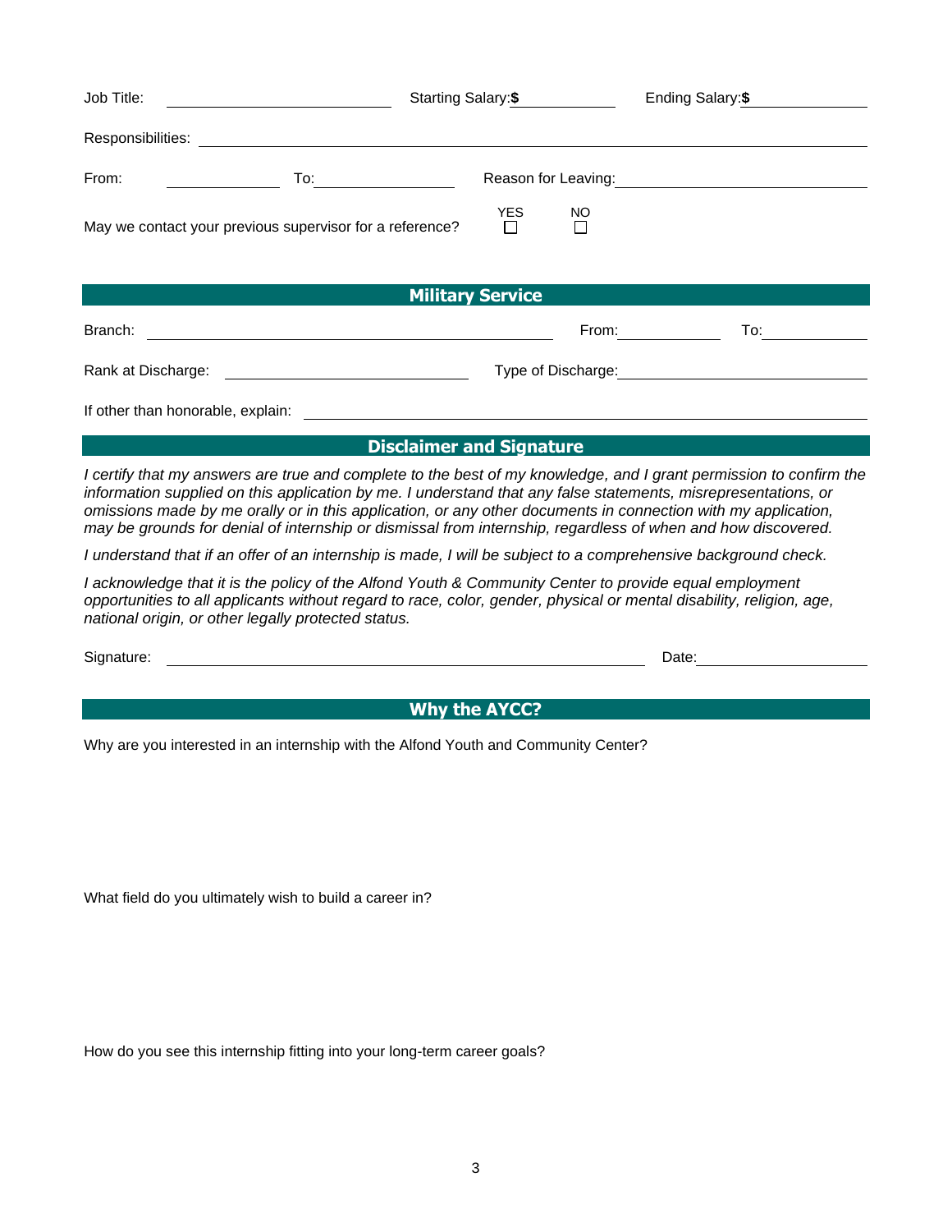Job Title: ____________________ Starting Salary: **$** __________ Ending Salary: **$** __________

Responsibilities: ____________________________________________

From: __________ To: __________ Reason for Leaving: ____________________

May we contact your previous supervisor for a reference? YES ☐ NO ☐

## Military Service

Branch: ____________________ From: __________ To: __________

Rank at Discharge: ____________________ Type of Discharge: ____________________

If other than honorable, explain: ____________________________________________

## Disclaimer and Signature

*I certify that my answers are true and complete to the best of my knowledge, and I grant permission to confirm the information supplied on this application by me. I understand that any false statements, misrepresentations, or omissions made by me orally or in this application, or any other documents in connection with my application, may be grounds for denial of internship or dismissal from internship, regardless of when and how discovered.*

*I understand that if an offer of an internship is made, I will be subject to a comprehensive background check.*

*I acknowledge that it is the policy of the Alfond Youth & Community Center to provide equal employment opportunities to all applicants without regard to race, color, gender, physical or mental disability, religion, age, national origin, or other legally protected status.*

Signature: ____________________________________________ Date: __________

## Why the AYCC?

Why are you interested in an internship with the Alfond Youth and Community Center?

What field do you ultimately wish to build a career in?

How do you see this internship fitting into your long-term career goals?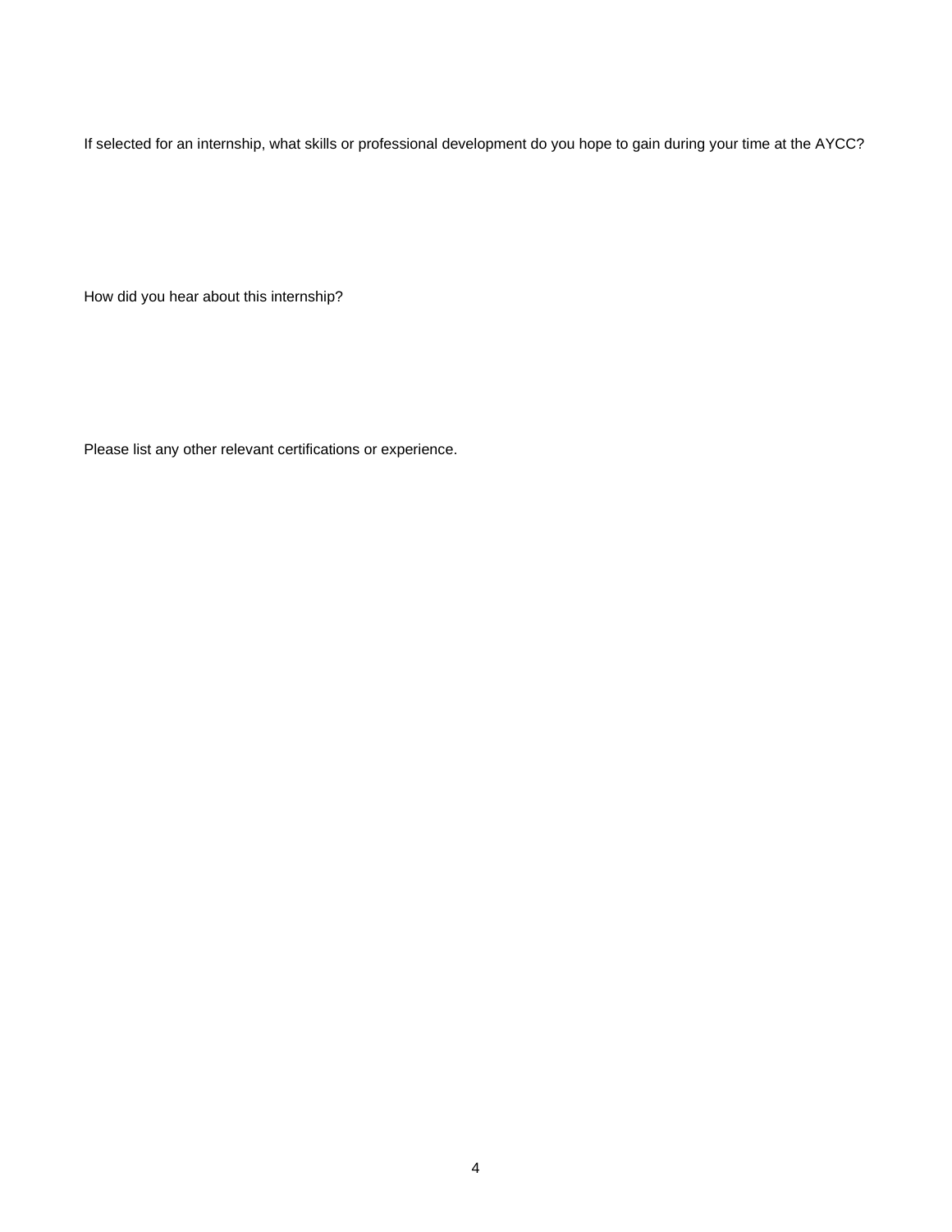If selected for an internship, what skills or professional development do you hope to gain during your time at the AYCC?

How did you hear about this internship?

Please list any other relevant certifications or experience.